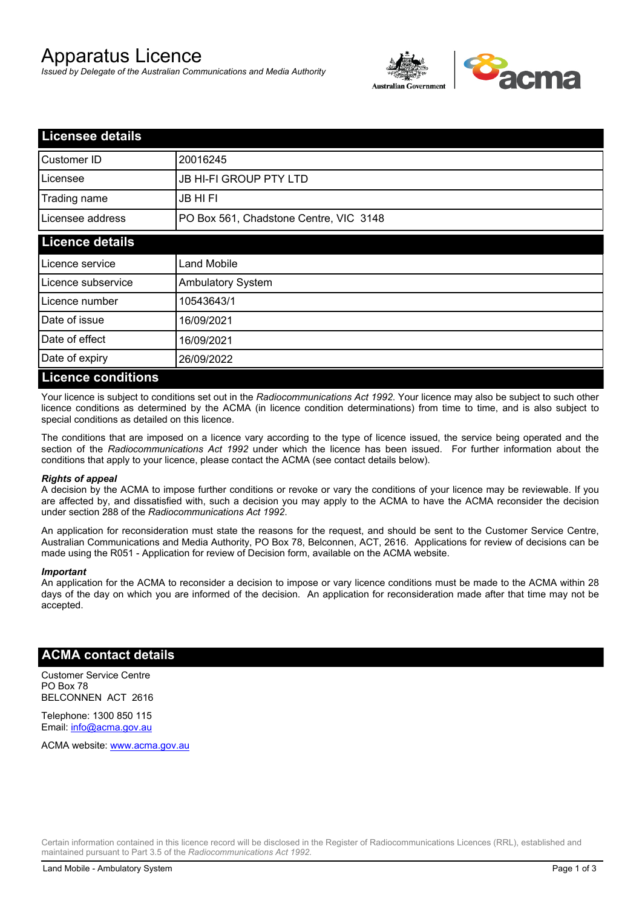# Apparatus Licence

*Issued by Delegate of the Australian Communications and Media Authority*

## Licensee details

| | |
|---|---|
| Customer ID | 20016245 |
| Licensee | JB HI-FI GROUP PTY LTD |
| Trading name | JB HI FI |
| Licensee address | PO Box 561, Chadstone Centre, VIC 3148 |

## Licence details

| | |
|---|---|
| Licence service | Land Mobile |
| Licence subservice | Ambulatory System |
| Licence number | 10543643/1 |
| Date of issue | 16/09/2021 |
| Date of effect | 16/09/2021 |
| Date of expiry | 26/09/2022 |

## Licence conditions

Your licence is subject to conditions set out in the *Radiocommunications Act 1992*. Your licence may also be subject to such other licence conditions as determined by the ACMA (in licence condition determinations) from time to time, and is also subject to special conditions as detailed on this licence.

The conditions that are imposed on a licence vary according to the type of licence issued, the service being operated and the section of the *Radiocommunications Act 1992* under which the licence has been issued. For further information about the conditions that apply to your licence, please contact the ACMA (see contact details below).

***Rights of appeal***

A decision by the ACMA to impose further conditions or revoke or vary the conditions of your licence may be reviewable. If you are affected by, and dissatisfied with, such a decision you may apply to the ACMA to have the ACMA reconsider the decision under section 288 of the *Radiocommunications Act 1992*.

An application for reconsideration must state the reasons for the request, and should be sent to the Customer Service Centre, Australian Communications and Media Authority, PO Box 78, Belconnen, ACT, 2616. Applications for review of decisions can be made using the R051 - Application for review of Decision form, available on the ACMA website.

***Important***

An application for the ACMA to reconsider a decision to impose or vary licence conditions must be made to the ACMA within 28 days of the day on which you are informed of the decision. An application for reconsideration made after that time may not be accepted.

## ACMA contact details

Customer Service Centre
PO Box 78
BELCONNEN ACT 2616

Telephone: 1300 850 115
Email: info@acma.gov.au

ACMA website: www.acma.gov.au

Certain information contained in this licence record will be disclosed in the Register of Radiocommunications Licences (RRL), established and maintained pursuant to Part 3.5 of the *Radiocommunications Act 1992*.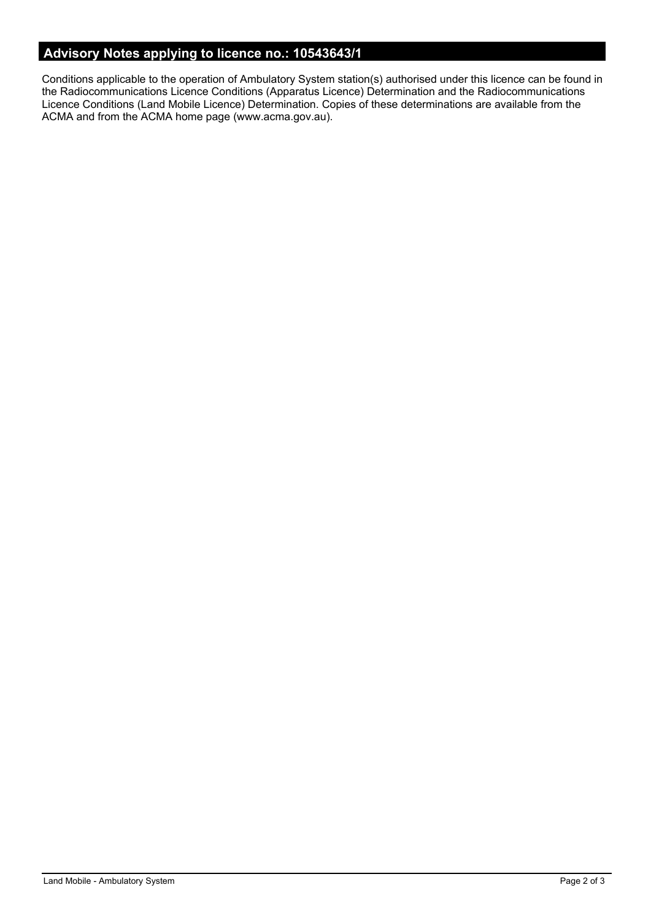## Advisory Notes applying to licence no.: 10543643/1

Conditions applicable to the operation of Ambulatory System station(s) authorised under this licence can be found in the Radiocommunications Licence Conditions (Apparatus Licence) Determination and the Radiocommunications Licence Conditions (Land Mobile Licence) Determination. Copies of these determinations are available from the ACMA and from the ACMA home page (www.acma.gov.au).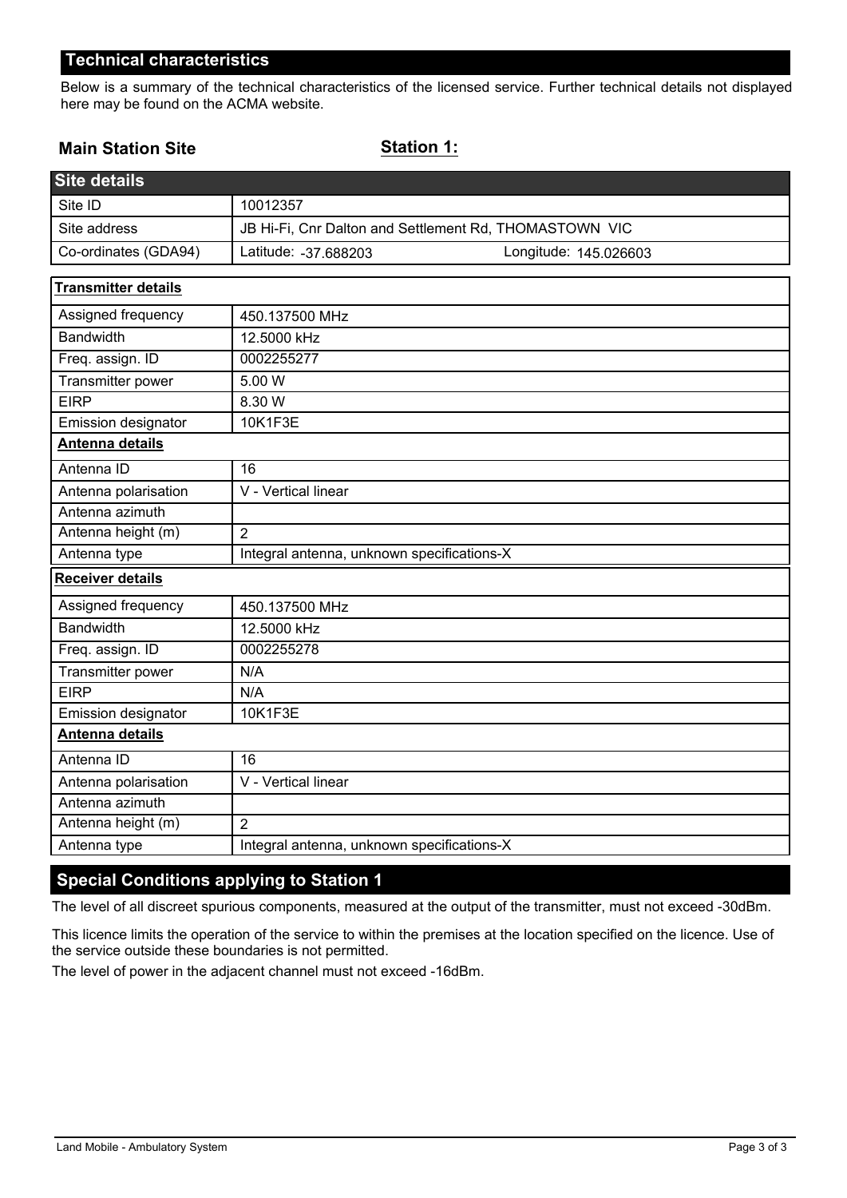## Technical characteristics

Below is a summary of the technical characteristics of the licensed service. Further technical details not displayed here may be found on the ACMA website.

**Main Station Site** **Station 1:**

| Site details | |
|---|---|
| Site ID | 10012357 |
| Site address | JB Hi-Fi, Cnr Dalton and Settlement Rd, THOMASTOWN VIC |
| Co-ordinates (GDA94) | Latitude: -37.688203 Longitude: 145.026603 |

| Transmitter details | |
|---|---|
| Assigned frequency | 450.137500 MHz |
| Bandwidth | 12.5000 kHz |
| Freq. assign. ID | 0002255277 |
| Transmitter power | 5.00 W |
| EIRP | 8.30 W |
| Emission designator | 10K1F3E |
| **Antenna details** | |
| Antenna ID | 16 |
| Antenna polarisation | V - Vertical linear |
| Antenna azimuth | |
| Antenna height (m) | 2 |
| Antenna type | Integral antenna, unknown specifications-X |
| **Receiver details** | |
| Assigned frequency | 450.137500 MHz |
| Bandwidth | 12.5000 kHz |
| Freq. assign. ID | 0002255278 |
| Transmitter power | N/A |
| EIRP | N/A |
| Emission designator | 10K1F3E |
| **Antenna details** | |
| Antenna ID | 16 |
| Antenna polarisation | V - Vertical linear |
| Antenna azimuth | |
| Antenna height (m) | 2 |
| Antenna type | Integral antenna, unknown specifications-X |

## Special Conditions applying to Station 1

The level of all discreet spurious components, measured at the output of the transmitter, must not exceed -30dBm.

This licence limits the operation of the service to within the premises at the location specified on the licence. Use of the service outside these boundaries is not permitted.

The level of power in the adjacent channel must not exceed -16dBm.